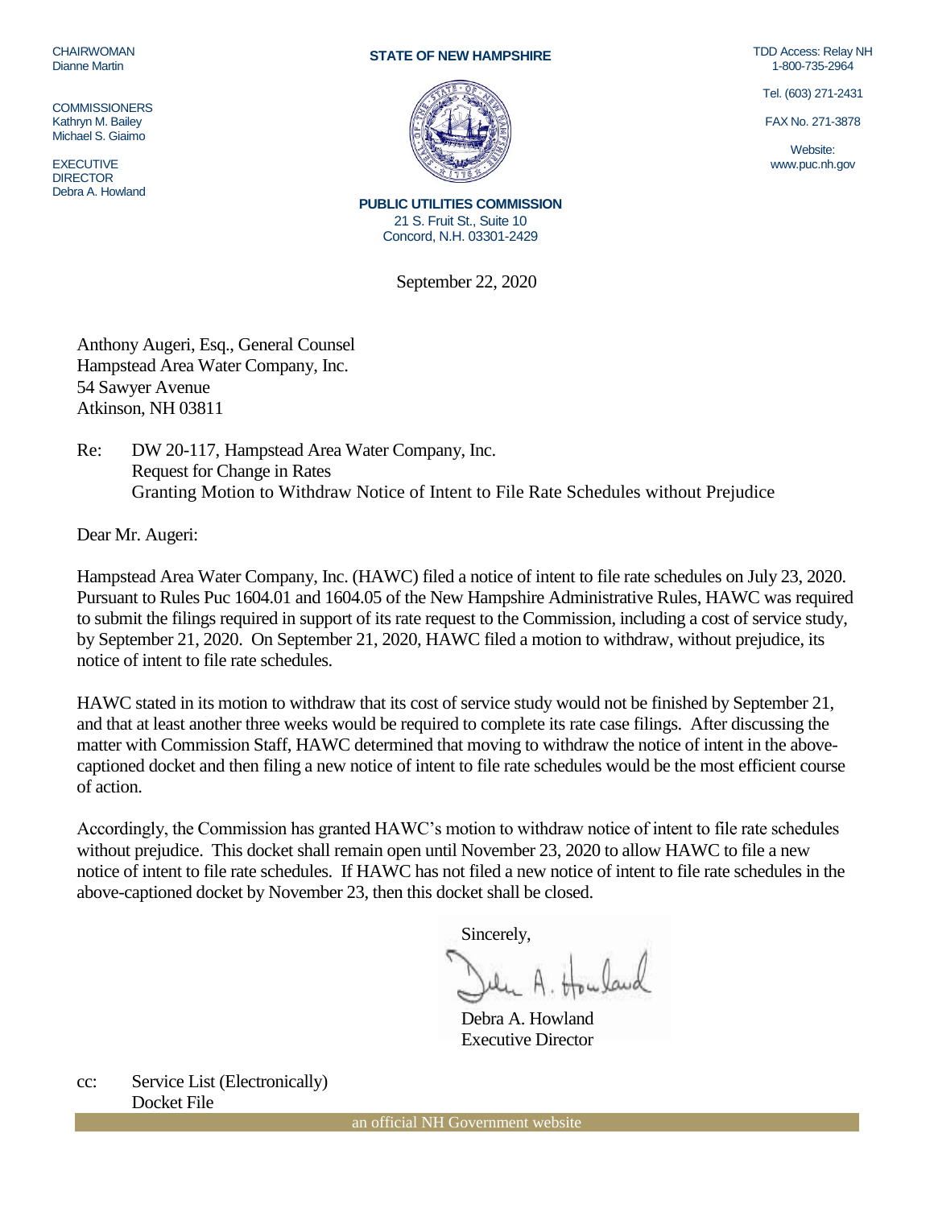CHAIRWOMAN
Dianne Martin

COMMISSIONERS
Kathryn M. Bailey
Michael S. Giaimo

EXECUTIVE
DIRECTOR
Debra A. Howland

**STATE OF NEW HAMPSHIRE**

**PUBLIC UTILITIES COMMISSION**
21 S. Fruit St., Suite 10
Concord, N.H. 03301-2429

TDD Access: Relay NH
1-800-735-2964

Tel. (603) 271-2431

FAX No. 271-3878

Website:
www.puc.nh.gov

September 22, 2020

Anthony Augeri, Esq., General Counsel
Hampstead Area Water Company, Inc.
54 Sawyer Avenue
Atkinson, NH 03811

Re: DW 20-117, Hampstead Area Water Company, Inc.
Request for Change in Rates
Granting Motion to Withdraw Notice of Intent to File Rate Schedules without Prejudice

Dear Mr. Augeri:

Hampstead Area Water Company, Inc. (HAWC) filed a notice of intent to file rate schedules on July 23, 2020. Pursuant to Rules Puc 1604.01 and 1604.05 of the New Hampshire Administrative Rules, HAWC was required to submit the filings required in support of its rate request to the Commission, including a cost of service study, by September 21, 2020. On September 21, 2020, HAWC filed a motion to withdraw, without prejudice, its notice of intent to file rate schedules.

HAWC stated in its motion to withdraw that its cost of service study would not be finished by September 21, and that at least another three weeks would be required to complete its rate case filings. After discussing the matter with Commission Staff, HAWC determined that moving to withdraw the notice of intent in the above-captioned docket and then filing a new notice of intent to file rate schedules would be the most efficient course of action.

Accordingly, the Commission has granted HAWC's motion to withdraw notice of intent to file rate schedules without prejudice. This docket shall remain open until November 23, 2020 to allow HAWC to file a new notice of intent to file rate schedules. If HAWC has not filed a new notice of intent to file rate schedules in the above-captioned docket by November 23, then this docket shall be closed.

Sincerely,

Debra A. Howland
Executive Director

cc: Service List (Electronically)
Docket File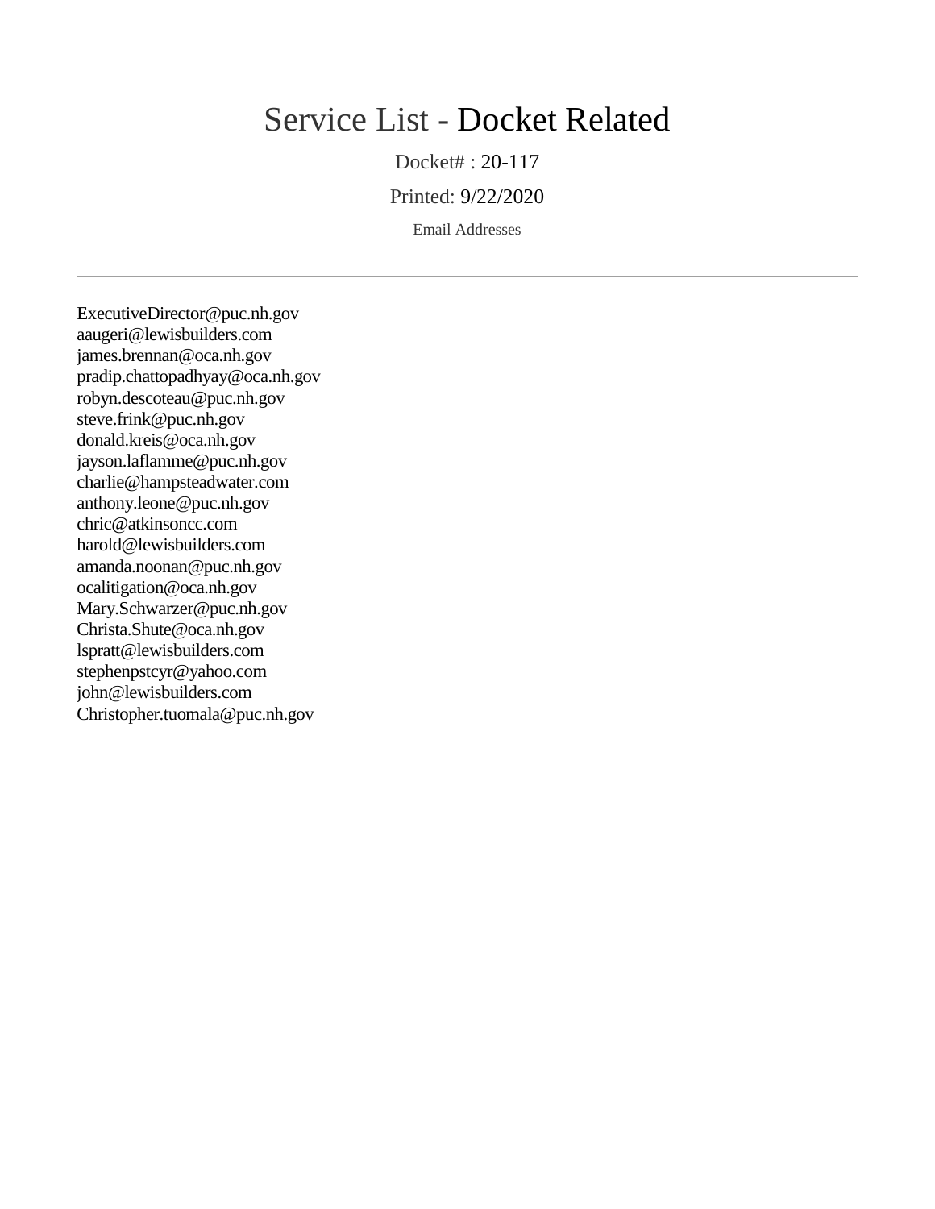# Service List - Docket Related

Docket# : 20-117

Printed: 9/22/2020

Email Addresses

---

ExecutiveDirector@puc.nh.gov
aaugeri@lewisbuilders.com
james.brennan@oca.nh.gov
pradip.chattopadhyay@oca.nh.gov
robyn.descoteau@puc.nh.gov
steve.frink@puc.nh.gov
donald.kreis@oca.nh.gov
jayson.laflamme@puc.nh.gov
charlie@hampsteadwater.com
anthony.leone@puc.nh.gov
chric@atkinsoncc.com
harold@lewisbuilders.com
amanda.noonan@puc.nh.gov
ocalitigation@oca.nh.gov
Mary.Schwarzer@puc.nh.gov
Christa.Shute@oca.nh.gov
lspratt@lewisbuilders.com
stephenpstcyr@yahoo.com
john@lewisbuilders.com
Christopher.tuomala@puc.nh.gov